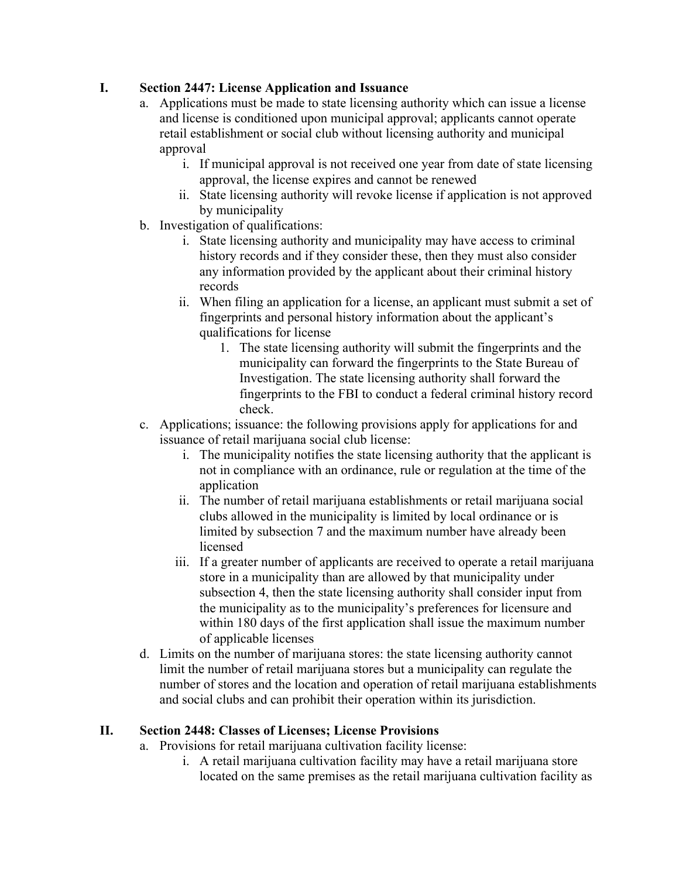I. **Section 2447: License Application and Issuance**

   a. Applications must be made to state licensing authority which can issue a license and license is conditioned upon municipal approval; applicants cannot operate retail establishment or social club without licensing authority and municipal approval

      i. If municipal approval is not received one year from date of state licensing approval, the license expires and cannot be renewed

      ii. State licensing authority will revoke license if application is not approved by municipality

   b. Investigation of qualifications:

      i. State licensing authority and municipality may have access to criminal history records and if they consider these, then they must also consider any information provided by the applicant about their criminal history records

      ii. When filing an application for a license, an applicant must submit a set of fingerprints and personal history information about the applicant's qualifications for license

         1. The state licensing authority will submit the fingerprints and the municipality can forward the fingerprints to the State Bureau of Investigation. The state licensing authority shall forward the fingerprints to the FBI to conduct a federal criminal history record check.

   c. Applications; issuance: the following provisions apply for applications for and issuance of retail marijuana social club license:

      i. The municipality notifies the state licensing authority that the applicant is not in compliance with an ordinance, rule or regulation at the time of the application

      ii. The number of retail marijuana establishments or retail marijuana social clubs allowed in the municipality is limited by local ordinance or is limited by subsection 7 and the maximum number have already been licensed

      iii. If a greater number of applicants are received to operate a retail marijuana store in a municipality than are allowed by that municipality under subsection 4, then the state licensing authority shall consider input from the municipality as to the municipality's preferences for licensure and within 180 days of the first application shall issue the maximum number of applicable licenses

   d. Limits on the number of marijuana stores: the state licensing authority cannot limit the number of retail marijuana stores but a municipality can regulate the number of stores and the location and operation of retail marijuana establishments and social clubs and can prohibit their operation within its jurisdiction.

II. **Section 2448: Classes of Licenses; License Provisions**

   a. Provisions for retail marijuana cultivation facility license:

      i. A retail marijuana cultivation facility may have a retail marijuana store located on the same premises as the retail marijuana cultivation facility as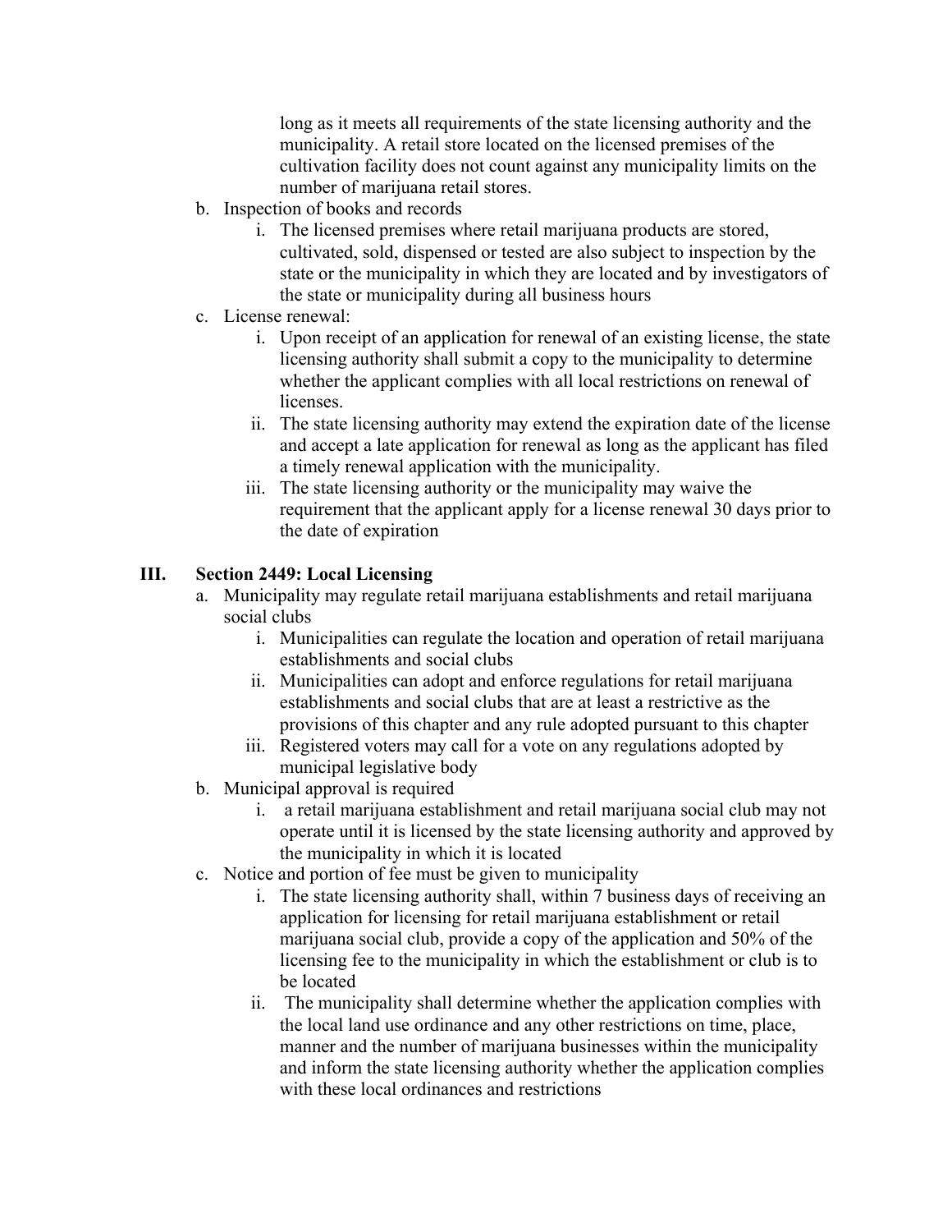long as it meets all requirements of the state licensing authority and the municipality. A retail store located on the licensed premises of the cultivation facility does not count against any municipality limits on the number of marijuana retail stores.

b. Inspection of books and records
    i. The licensed premises where retail marijuana products are stored, cultivated, sold, dispensed or tested are also subject to inspection by the state or the municipality in which they are located and by investigators of the state or municipality during all business hours

c. License renewal:
    i. Upon receipt of an application for renewal of an existing license, the state licensing authority shall submit a copy to the municipality to determine whether the applicant complies with all local restrictions on renewal of licenses.
    ii. The state licensing authority may extend the expiration date of the license and accept a late application for renewal as long as the applicant has filed a timely renewal application with the municipality.
    iii. The state licensing authority or the municipality may waive the requirement that the applicant apply for a license renewal 30 days prior to the date of expiration

## III. Section 2449: Local Licensing

a. Municipality may regulate retail marijuana establishments and retail marijuana social clubs
    i. Municipalities can regulate the location and operation of retail marijuana establishments and social clubs
    ii. Municipalities can adopt and enforce regulations for retail marijuana establishments and social clubs that are at least a restrictive as the provisions of this chapter and any rule adopted pursuant to this chapter
    iii. Registered voters may call for a vote on any regulations adopted by municipal legislative body

b. Municipal approval is required
    i. a retail marijuana establishment and retail marijuana social club may not operate until it is licensed by the state licensing authority and approved by the municipality in which it is located

c. Notice and portion of fee must be given to municipality
    i. The state licensing authority shall, within 7 business days of receiving an application for licensing for retail marijuana establishment or retail marijuana social club, provide a copy of the application and 50% of the licensing fee to the municipality in which the establishment or club is to be located
    ii. The municipality shall determine whether the application complies with the local land use ordinance and any other restrictions on time, place, manner and the number of marijuana businesses within the municipality and inform the state licensing authority whether the application complies with these local ordinances and restrictions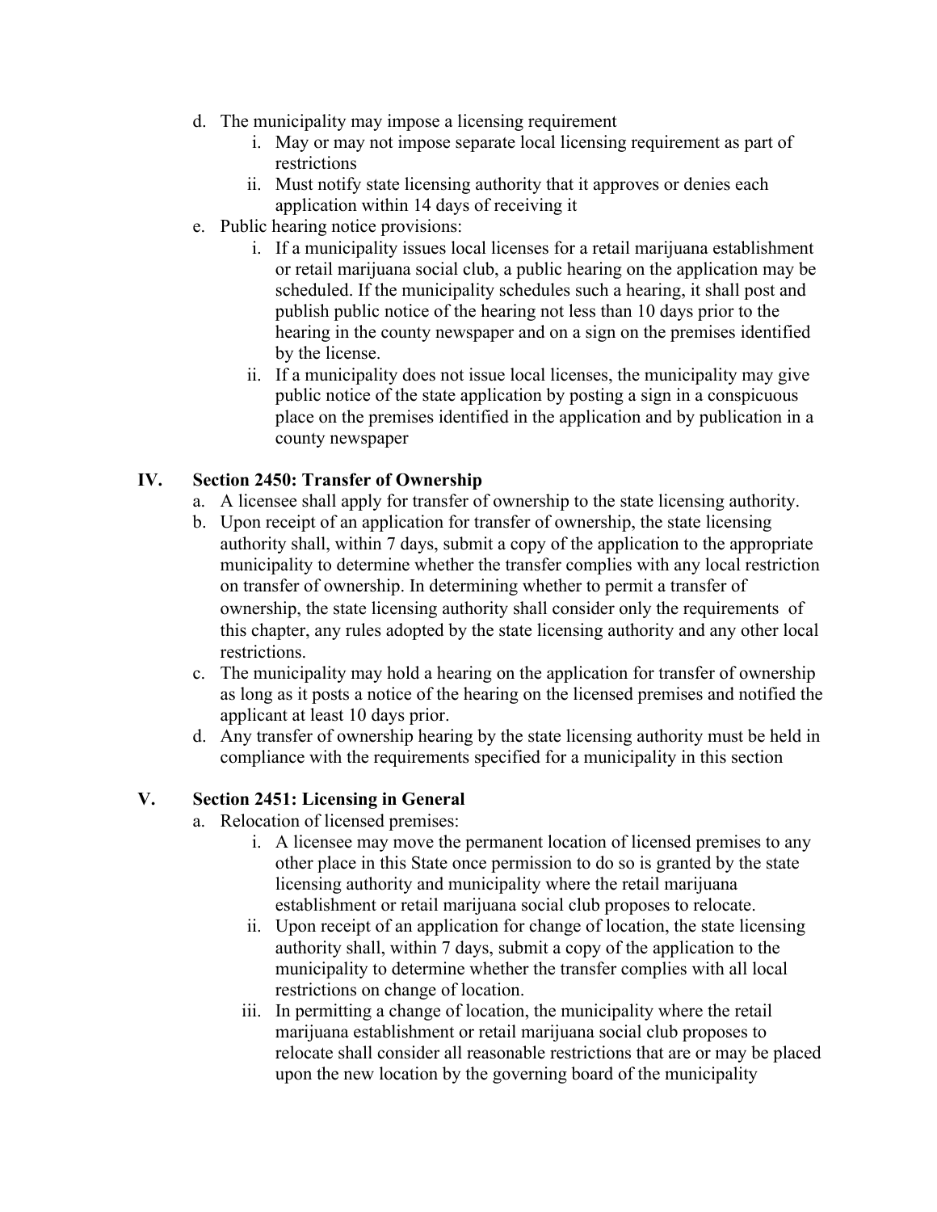d. The municipality may impose a licensing requirement
    i. May or may not impose separate local licensing requirement as part of restrictions
    ii. Must notify state licensing authority that it approves or denies each application within 14 days of receiving it
e. Public hearing notice provisions:
    i. If a municipality issues local licenses for a retail marijuana establishment or retail marijuana social club, a public hearing on the application may be scheduled. If the municipality schedules such a hearing, it shall post and publish public notice of the hearing not less than 10 days prior to the hearing in the county newspaper and on a sign on the premises identified by the license.
    ii. If a municipality does not issue local licenses, the municipality may give public notice of the state application by posting a sign in a conspicuous place on the premises identified in the application and by publication in a county newspaper

## IV. Section 2450: Transfer of Ownership

a. A licensee shall apply for transfer of ownership to the state licensing authority.
b. Upon receipt of an application for transfer of ownership, the state licensing authority shall, within 7 days, submit a copy of the application to the appropriate municipality to determine whether the transfer complies with any local restriction on transfer of ownership. In determining whether to permit a transfer of ownership, the state licensing authority shall consider only the requirements of this chapter, any rules adopted by the state licensing authority and any other local restrictions.
c. The municipality may hold a hearing on the application for transfer of ownership as long as it posts a notice of the hearing on the licensed premises and notified the applicant at least 10 days prior.
d. Any transfer of ownership hearing by the state licensing authority must be held in compliance with the requirements specified for a municipality in this section

## V. Section 2451: Licensing in General

a. Relocation of licensed premises:
    i. A licensee may move the permanent location of licensed premises to any other place in this State once permission to do so is granted by the state licensing authority and municipality where the retail marijuana establishment or retail marijuana social club proposes to relocate.
    ii. Upon receipt of an application for change of location, the state licensing authority shall, within 7 days, submit a copy of the application to the municipality to determine whether the transfer complies with all local restrictions on change of location.
    iii. In permitting a change of location, the municipality where the retail marijuana establishment or retail marijuana social club proposes to relocate shall consider all reasonable restrictions that are or may be placed upon the new location by the governing board of the municipality